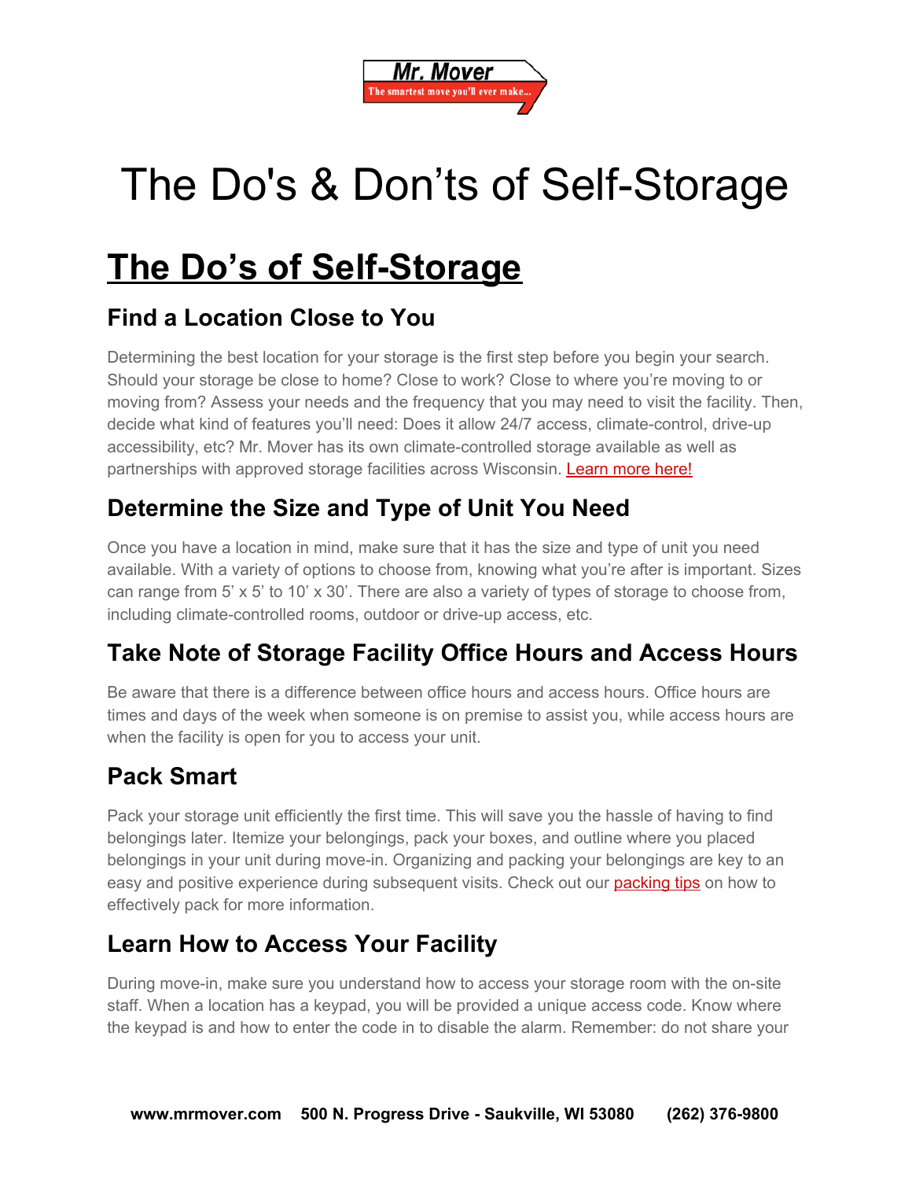Mr. Mover
The smartest move you'll ever make...

# The Do's & Don'ts of Self-Storage

## The Do's of Self-Storage

### Find a Location Close to You

Determining the best location for your storage is the first step before you begin your search. Should your storage be close to home? Close to work? Close to where you're moving to or moving from? Assess your needs and the frequency that you may need to visit the facility. Then, decide what kind of features you'll need: Does it allow 24/7 access, climate-control, drive-up accessibility, etc? Mr. Mover has its own climate-controlled storage available as well as partnerships with approved storage facilities across Wisconsin. Learn more here!

### Determine the Size and Type of Unit You Need

Once you have a location in mind, make sure that it has the size and type of unit you need available. With a variety of options to choose from, knowing what you're after is important. Sizes can range from 5' x 5' to 10' x 30'. There are also a variety of types of storage to choose from, including climate-controlled rooms, outdoor or drive-up access, etc.

### Take Note of Storage Facility Office Hours and Access Hours

Be aware that there is a difference between office hours and access hours. Office hours are times and days of the week when someone is on premise to assist you, while access hours are when the facility is open for you to access your unit.

### Pack Smart

Pack your storage unit efficiently the first time. This will save you the hassle of having to find belongings later. Itemize your belongings, pack your boxes, and outline where you placed belongings in your unit during move-in. Organizing and packing your belongings are key to an easy and positive experience during subsequent visits. Check out our packing tips on how to effectively pack for more information.

### Learn How to Access Your Facility

During move-in, make sure you understand how to access your storage room with the on-site staff. When a location has a keypad, you will be provided a unique access code. Know where the keypad is and how to enter the code in to disable the alarm. Remember: do not share your

**www.mrmover.com 500 N. Progress Drive - Saukville, WI 53080 (262) 376-9800**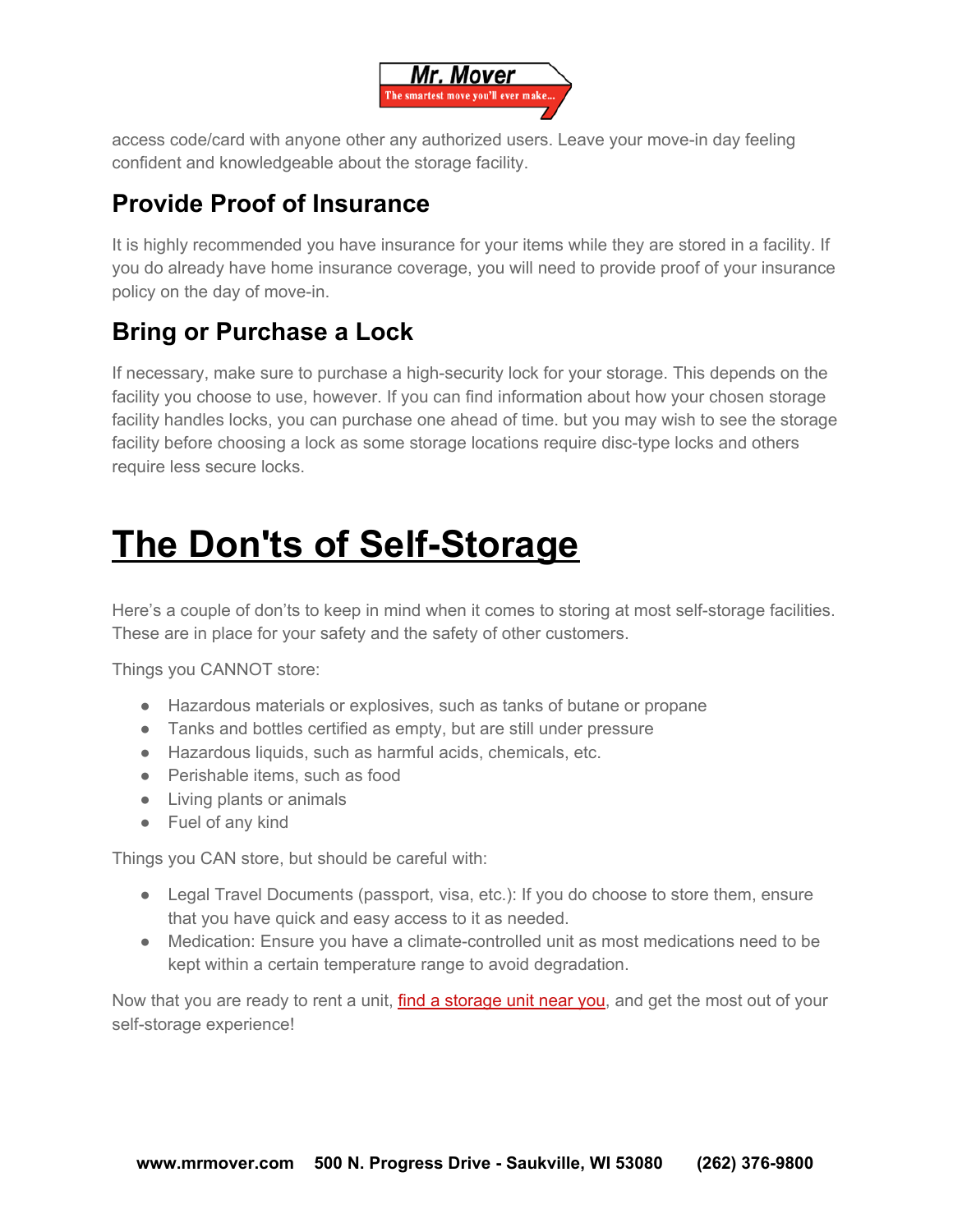access code/card with anyone other any authorized users. Leave your move-in day feeling confident and knowledgeable about the storage facility.

### Provide Proof of Insurance

It is highly recommended you have insurance for your items while they are stored in a facility. If you do already have home insurance coverage, you will need to provide proof of your insurance policy on the day of move-in.

### Bring or Purchase a Lock

If necessary, make sure to purchase a high-security lock for your storage. This depends on the facility you choose to use, however. If you can find information about how your chosen storage facility handles locks, you can purchase one ahead of time. but you may wish to see the storage facility before choosing a lock as some storage locations require disc-type locks and others require less secure locks.

# The Don'ts of Self-Storage

Here's a couple of don'ts to keep in mind when it comes to storing at most self-storage facilities. These are in place for your safety and the safety of other customers.

Things you CANNOT store:

- Hazardous materials or explosives, such as tanks of butane or propane
- Tanks and bottles certified as empty, but are still under pressure
- Hazardous liquids, such as harmful acids, chemicals, etc.
- Perishable items, such as food
- Living plants or animals
- Fuel of any kind

Things you CAN store, but should be careful with:

- Legal Travel Documents (passport, visa, etc.): If you do choose to store them, ensure that you have quick and easy access to it as needed.
- Medication: Ensure you have a climate-controlled unit as most medications need to be kept within a certain temperature range to avoid degradation.

Now that you are ready to rent a unit, find a storage unit near you, and get the most out of your self-storage experience!